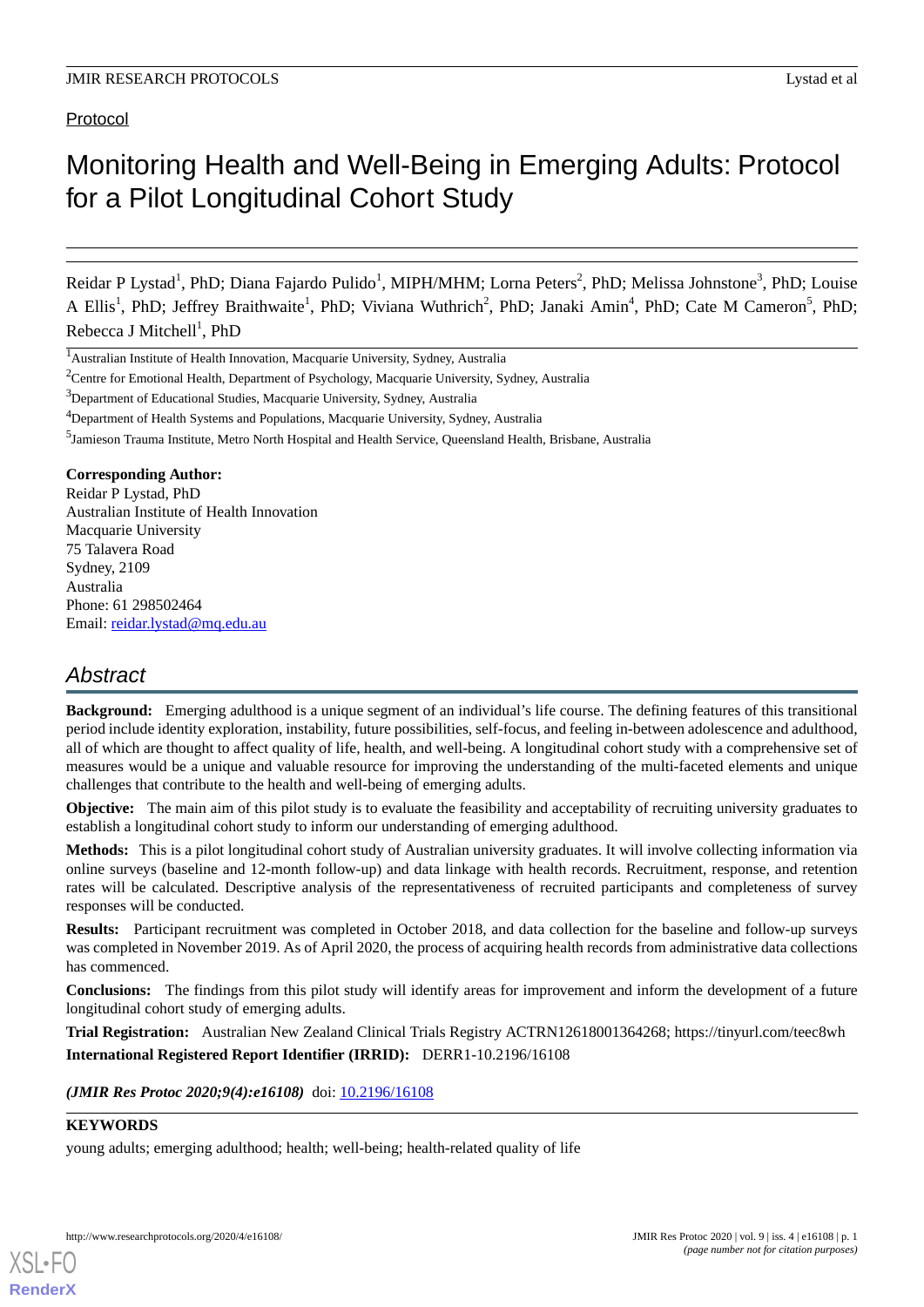Protocol

# Monitoring Health and Well-Being in Emerging Adults: Protocol for a Pilot Longitudinal Cohort Study

Reidar P Lystad[1], PhD; Diana Fajardo Pulido[1], MIPH/MHM; Lorna Peters[2], PhD; Melissa Johnstone[3], PhD; Louise A Ellis[1], PhD; Jeffrey Braithwaite[1], PhD; Viviana Wuthrich[2], PhD; Janaki Amin[4], PhD; Cate M Cameron[5], PhD; Rebecca J Mitchell[1], PhD

[1]Australian Institute of Health Innovation, Macquarie University, Sydney, Australia

[2]Centre for Emotional Health, Department of Psychology, Macquarie University, Sydney, Australia

[3]Department of Educational Studies, Macquarie University, Sydney, Australia

[4]Department of Health Systems and Populations, Macquarie University, Sydney, Australia

[5]Jamieson Trauma Institute, Metro North Hospital and Health Service, Queensland Health, Brisbane, Australia

**Corresponding Author:**
Reidar P Lystad, PhD
Australian Institute of Health Innovation
Macquarie University
75 Talavera Road
Sydney, 2109
Australia
Phone: 61 298502464
Email: reidar.lystad@mq.edu.au

## Abstract

**Background:** Emerging adulthood is a unique segment of an individual's life course. The defining features of this transitional period include identity exploration, instability, future possibilities, self-focus, and feeling in-between adolescence and adulthood, all of which are thought to affect quality of life, health, and well-being. A longitudinal cohort study with a comprehensive set of measures would be a unique and valuable resource for improving the understanding of the multi-faceted elements and unique challenges that contribute to the health and well-being of emerging adults.

**Objective:** The main aim of this pilot study is to evaluate the feasibility and acceptability of recruiting university graduates to establish a longitudinal cohort study to inform our understanding of emerging adulthood.

**Methods:** This is a pilot longitudinal cohort study of Australian university graduates. It will involve collecting information via online surveys (baseline and 12-month follow-up) and data linkage with health records. Recruitment, response, and retention rates will be calculated. Descriptive analysis of the representativeness of recruited participants and completeness of survey responses will be conducted.

**Results:** Participant recruitment was completed in October 2018, and data collection for the baseline and follow-up surveys was completed in November 2019. As of April 2020, the process of acquiring health records from administrative data collections has commenced.

**Conclusions:** The findings from this pilot study will identify areas for improvement and inform the development of a future longitudinal cohort study of emerging adults.

**Trial Registration:** Australian New Zealand Clinical Trials Registry ACTRN12618001364268; https://tinyurl.com/teec8wh

**International Registered Report Identifier (IRRID):** DERR1-10.2196/16108

***(JMIR Res Protoc 2020;9(4):e16108)*** doi: 10.2196/16108

**KEYWORDS**

young adults; emerging adulthood; health; well-being; health-related quality of life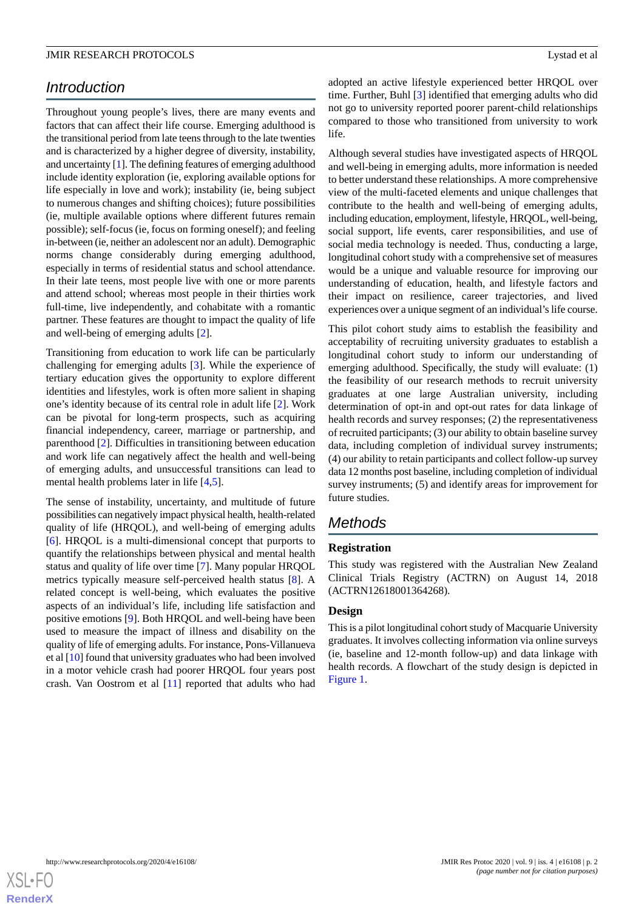## Introduction

Throughout young people's lives, there are many events and factors that can affect their life course. Emerging adulthood is the transitional period from late teens through to the late twenties and is characterized by a higher degree of diversity, instability, and uncertainty [1]. The defining features of emerging adulthood include identity exploration (ie, exploring available options for life especially in love and work); instability (ie, being subject to numerous changes and shifting choices); future possibilities (ie, multiple available options where different futures remain possible); self-focus (ie, focus on forming oneself); and feeling in-between (ie, neither an adolescent nor an adult). Demographic norms change considerably during emerging adulthood, especially in terms of residential status and school attendance. In their late teens, most people live with one or more parents and attend school; whereas most people in their thirties work full-time, live independently, and cohabitate with a romantic partner. These features are thought to impact the quality of life and well-being of emerging adults [2].

Transitioning from education to work life can be particularly challenging for emerging adults [3]. While the experience of tertiary education gives the opportunity to explore different identities and lifestyles, work is often more salient in shaping one's identity because of its central role in adult life [2]. Work can be pivotal for long-term prospects, such as acquiring financial independency, career, marriage or partnership, and parenthood [2]. Difficulties in transitioning between education and work life can negatively affect the health and well-being of emerging adults, and unsuccessful transitions can lead to mental health problems later in life [4,5].

The sense of instability, uncertainty, and multitude of future possibilities can negatively impact physical health, health-related quality of life (HRQOL), and well-being of emerging adults [6]. HRQOL is a multi-dimensional concept that purports to quantify the relationships between physical and mental health status and quality of life over time [7]. Many popular HRQOL metrics typically measure self-perceived health status [8]. A related concept is well-being, which evaluates the positive aspects of an individual's life, including life satisfaction and positive emotions [9]. Both HRQOL and well-being have been used to measure the impact of illness and disability on the quality of life of emerging adults. For instance, Pons-Villanueva et al [10] found that university graduates who had been involved in a motor vehicle crash had poorer HRQOL four years post crash. Van Oostrom et al [11] reported that adults who had adopted an active lifestyle experienced better HRQOL over time. Further, Buhl [3] identified that emerging adults who did not go to university reported poorer parent-child relationships compared to those who transitioned from university to work life.

Although several studies have investigated aspects of HRQOL and well-being in emerging adults, more information is needed to better understand these relationships. A more comprehensive view of the multi-faceted elements and unique challenges that contribute to the health and well-being of emerging adults, including education, employment, lifestyle, HRQOL, well-being, social support, life events, carer responsibilities, and use of social media technology is needed. Thus, conducting a large, longitudinal cohort study with a comprehensive set of measures would be a unique and valuable resource for improving our understanding of education, health, and lifestyle factors and their impact on resilience, career trajectories, and lived experiences over a unique segment of an individual's life course.

This pilot cohort study aims to establish the feasibility and acceptability of recruiting university graduates to establish a longitudinal cohort study to inform our understanding of emerging adulthood. Specifically, the study will evaluate: (1) the feasibility of our research methods to recruit university graduates at one large Australian university, including determination of opt-in and opt-out rates for data linkage of health records and survey responses; (2) the representativeness of recruited participants; (3) our ability to obtain baseline survey data, including completion of individual survey instruments; (4) our ability to retain participants and collect follow-up survey data 12 months post baseline, including completion of individual survey instruments; (5) and identify areas for improvement for future studies.

## Methods

### Registration

This study was registered with the Australian New Zealand Clinical Trials Registry (ACTRN) on August 14, 2018 (ACTRN12618001364268).

### Design

This is a pilot longitudinal cohort study of Macquarie University graduates. It involves collecting information via online surveys (ie, baseline and 12-month follow-up) and data linkage with health records. A flowchart of the study design is depicted in Figure 1.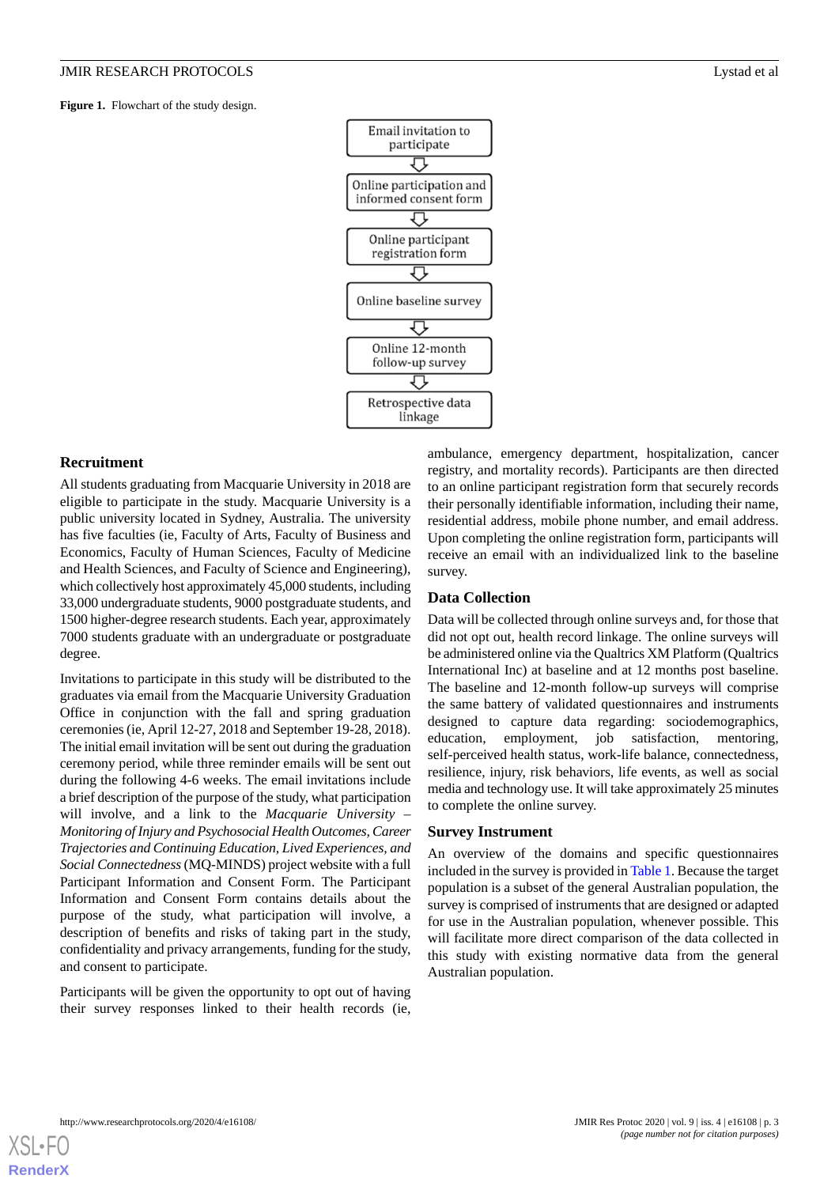**Figure 1.** Flowchart of the study design.

Email invitation to participate → Online participation and informed consent form → Online participant registration form → Online baseline survey → Online 12-month follow-up survey → Retrospective data linkage

### Recruitment

All students graduating from Macquarie University in 2018 are eligible to participate in the study. Macquarie University is a public university located in Sydney, Australia. The university has five faculties (ie, Faculty of Arts, Faculty of Business and Economics, Faculty of Human Sciences, Faculty of Medicine and Health Sciences, and Faculty of Science and Engineering), which collectively host approximately 45,000 students, including 33,000 undergraduate students, 9000 postgraduate students, and 1500 higher-degree research students. Each year, approximately 7000 students graduate with an undergraduate or postgraduate degree.

Invitations to participate in this study will be distributed to the graduates via email from the Macquarie University Graduation Office in conjunction with the fall and spring graduation ceremonies (ie, April 12-27, 2018 and September 19-28, 2018). The initial email invitation will be sent out during the graduation ceremony period, while three reminder emails will be sent out during the following 4-6 weeks. The email invitations include a brief description of the purpose of the study, what participation will involve, and a link to the *Macquarie University – Monitoring of Injury and Psychosocial Health Outcomes, Career Trajectories and Continuing Education, Lived Experiences, and Social Connectedness* (MQ-MINDS) project website with a full Participant Information and Consent Form. The Participant Information and Consent Form contains details about the purpose of the study, what participation will involve, a description of benefits and risks of taking part in the study, confidentiality and privacy arrangements, funding for the study, and consent to participate.

Participants will be given the opportunity to opt out of having their survey responses linked to their health records (ie, ambulance, emergency department, hospitalization, cancer registry, and mortality records). Participants are then directed to an online participant registration form that securely records their personally identifiable information, including their name, residential address, mobile phone number, and email address. Upon completing the online registration form, participants will receive an email with an individualized link to the baseline survey.

### Data Collection

Data will be collected through online surveys and, for those that did not opt out, health record linkage. The online surveys will be administered online via the Qualtrics XM Platform (Qualtrics International Inc) at baseline and at 12 months post baseline. The baseline and 12-month follow-up surveys will comprise the same battery of validated questionnaires and instruments designed to capture data regarding: sociodemographics, education, employment, job satisfaction, mentoring, self-perceived health status, work-life balance, connectedness, resilience, injury, risk behaviors, life events, as well as social media and technology use. It will take approximately 25 minutes to complete the online survey.

### Survey Instrument

An overview of the domains and specific questionnaires included in the survey is provided in Table 1. Because the target population is a subset of the general Australian population, the survey is comprised of instruments that are designed or adapted for use in the Australian population, whenever possible. This will facilitate more direct comparison of the data collected in this study with existing normative data from the general Australian population.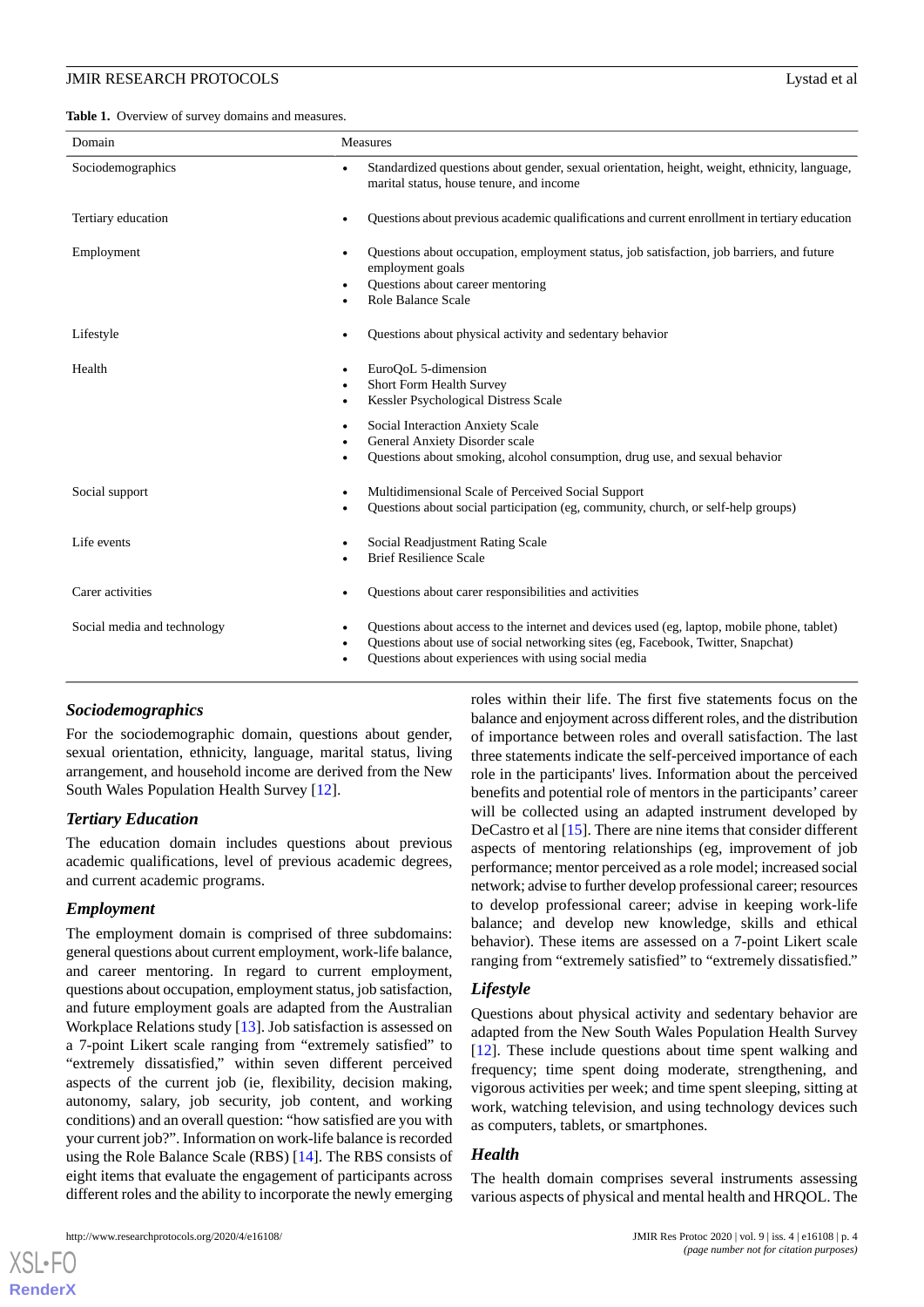**Table 1.** Overview of survey domains and measures.

| Domain | Measures |
|---|---|
| Sociodemographics | • Standardized questions about gender, sexual orientation, height, weight, ethnicity, language, marital status, house tenure, and income |
| Tertiary education | • Questions about previous academic qualifications and current enrollment in tertiary education |
| Employment | • Questions about occupation, employment status, job satisfaction, job barriers, and future employment goals<br>• Questions about career mentoring<br>• Role Balance Scale |
| Lifestyle | • Questions about physical activity and sedentary behavior |
| Health | • EuroQoL 5-dimension<br>• Short Form Health Survey<br>• Kessler Psychological Distress Scale<br>• Social Interaction Anxiety Scale<br>• General Anxiety Disorder scale<br>• Questions about smoking, alcohol consumption, drug use, and sexual behavior |
| Social support | • Multidimensional Scale of Perceived Social Support<br>• Questions about social participation (eg, community, church, or self-help groups) |
| Life events | • Social Readjustment Rating Scale<br>• Brief Resilience Scale |
| Carer activities | • Questions about carer responsibilities and activities |
| Social media and technology | • Questions about access to the internet and devices used (eg, laptop, mobile phone, tablet)<br>• Questions about use of social networking sites (eg, Facebook, Twitter, Snapchat)<br>• Questions about experiences with using social media |

### Sociodemographics

For the sociodemographic domain, questions about gender, sexual orientation, ethnicity, language, marital status, living arrangement, and household income are derived from the New South Wales Population Health Survey [12].

### Tertiary Education

The education domain includes questions about previous academic qualifications, level of previous academic degrees, and current academic programs.

### Employment

The employment domain is comprised of three subdomains: general questions about current employment, work-life balance, and career mentoring. In regard to current employment, questions about occupation, employment status, job satisfaction, and future employment goals are adapted from the Australian Workplace Relations study [13]. Job satisfaction is assessed on a 7-point Likert scale ranging from "extremely satisfied" to "extremely dissatisfied," within seven different perceived aspects of the current job (ie, flexibility, decision making, autonomy, salary, job security, job content, and working conditions) and an overall question: "how satisfied are you with your current job?". Information on work-life balance is recorded using the Role Balance Scale (RBS) [14]. The RBS consists of eight items that evaluate the engagement of participants across different roles and the ability to incorporate the newly emerging roles within their life. The first five statements focus on the balance and enjoyment across different roles, and the distribution of importance between roles and overall satisfaction. The last three statements indicate the self-perceived importance of each role in the participants' lives. Information about the perceived benefits and potential role of mentors in the participants' career will be collected using an adapted instrument developed by DeCastro et al [15]. There are nine items that consider different aspects of mentoring relationships (eg, improvement of job performance; mentor perceived as a role model; increased social network; advise to further develop professional career; resources to develop professional career; advise in keeping work-life balance; and develop new knowledge, skills and ethical behavior). These items are assessed on a 7-point Likert scale ranging from "extremely satisfied" to "extremely dissatisfied."

### Lifestyle

Questions about physical activity and sedentary behavior are adapted from the New South Wales Population Health Survey [12]. These include questions about time spent walking and frequency; time spent doing moderate, strengthening, and vigorous activities per week; and time spent sleeping, sitting at work, watching television, and using technology devices such as computers, tablets, or smartphones.

### Health

The health domain comprises several instruments assessing various aspects of physical and mental health and HRQOL. The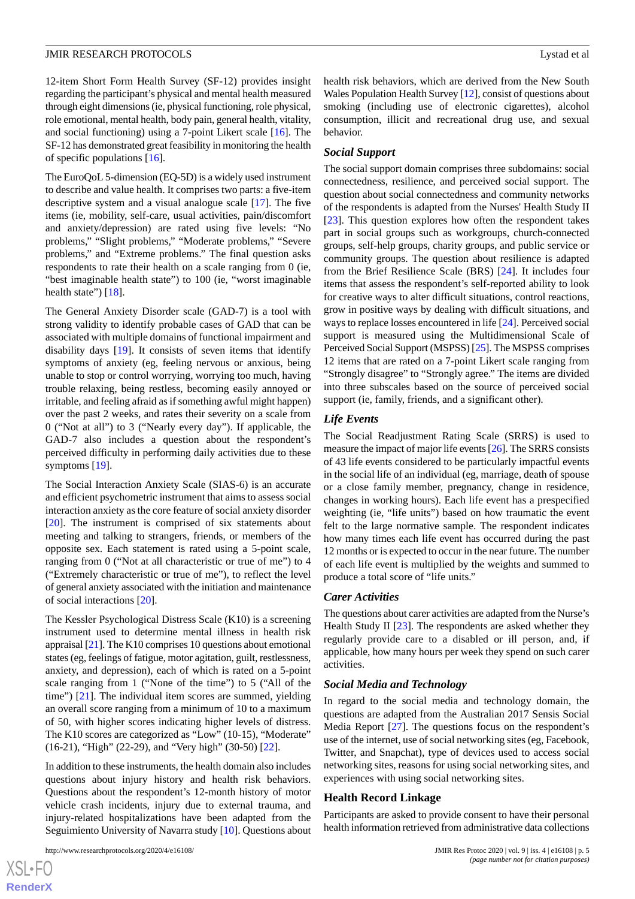12-item Short Form Health Survey (SF-12) provides insight regarding the participant's physical and mental health measured through eight dimensions (ie, physical functioning, role physical, role emotional, mental health, body pain, general health, vitality, and social functioning) using a 7-point Likert scale [16]. The SF-12 has demonstrated great feasibility in monitoring the health of specific populations [16].

The EuroQoL 5-dimension (EQ-5D) is a widely used instrument to describe and value health. It comprises two parts: a five-item descriptive system and a visual analogue scale [17]. The five items (ie, mobility, self-care, usual activities, pain/discomfort and anxiety/depression) are rated using five levels: "No problems," "Slight problems," "Moderate problems," "Severe problems," and "Extreme problems." The final question asks respondents to rate their health on a scale ranging from 0 (ie, "best imaginable health state") to 100 (ie, "worst imaginable health state") [18].

The General Anxiety Disorder scale (GAD-7) is a tool with strong validity to identify probable cases of GAD that can be associated with multiple domains of functional impairment and disability days [19]. It consists of seven items that identify symptoms of anxiety (eg, feeling nervous or anxious, being unable to stop or control worrying, worrying too much, having trouble relaxing, being restless, becoming easily annoyed or irritable, and feeling afraid as if something awful might happen) over the past 2 weeks, and rates their severity on a scale from 0 ("Not at all") to 3 ("Nearly every day"). If applicable, the GAD-7 also includes a question about the respondent's perceived difficulty in performing daily activities due to these symptoms [19].

The Social Interaction Anxiety Scale (SIAS-6) is an accurate and efficient psychometric instrument that aims to assess social interaction anxiety as the core feature of social anxiety disorder [20]. The instrument is comprised of six statements about meeting and talking to strangers, friends, or members of the opposite sex. Each statement is rated using a 5-point scale, ranging from 0 ("Not at all characteristic or true of me") to 4 ("Extremely characteristic or true of me"), to reflect the level of general anxiety associated with the initiation and maintenance of social interactions [20].

The Kessler Psychological Distress Scale (K10) is a screening instrument used to determine mental illness in health risk appraisal [21]. The K10 comprises 10 questions about emotional states (eg, feelings of fatigue, motor agitation, guilt, restlessness, anxiety, and depression), each of which is rated on a 5-point scale ranging from 1 ("None of the time") to 5 ("All of the time") [21]. The individual item scores are summed, yielding an overall score ranging from a minimum of 10 to a maximum of 50, with higher scores indicating higher levels of distress. The K10 scores are categorized as "Low" (10-15), "Moderate" (16-21), "High" (22-29), and "Very high" (30-50) [22].

In addition to these instruments, the health domain also includes questions about injury history and health risk behaviors. Questions about the respondent's 12-month history of motor vehicle crash incidents, injury due to external trauma, and injury-related hospitalizations have been adapted from the Seguimiento University of Navarra study [10]. Questions about health risk behaviors, which are derived from the New South Wales Population Health Survey [12], consist of questions about smoking (including use of electronic cigarettes), alcohol consumption, illicit and recreational drug use, and sexual behavior.

### Social Support

The social support domain comprises three subdomains: social connectedness, resilience, and perceived social support. The question about social connectedness and community networks of the respondents is adapted from the Nurses' Health Study II [23]. This question explores how often the respondent takes part in social groups such as workgroups, church-connected groups, self-help groups, charity groups, and public service or community groups. The question about resilience is adapted from the Brief Resilience Scale (BRS) [24]. It includes four items that assess the respondent's self-reported ability to look for creative ways to alter difficult situations, control reactions, grow in positive ways by dealing with difficult situations, and ways to replace losses encountered in life [24]. Perceived social support is measured using the Multidimensional Scale of Perceived Social Support (MSPSS) [25]. The MSPSS comprises 12 items that are rated on a 7-point Likert scale ranging from "Strongly disagree" to "Strongly agree." The items are divided into three subscales based on the source of perceived social support (ie, family, friends, and a significant other).

### Life Events

The Social Readjustment Rating Scale (SRRS) is used to measure the impact of major life events [26]. The SRRS consists of 43 life events considered to be particularly impactful events in the social life of an individual (eg, marriage, death of spouse or a close family member, pregnancy, change in residence, changes in working hours). Each life event has a prespecified weighting (ie, "life units") based on how traumatic the event felt to the large normative sample. The respondent indicates how many times each life event has occurred during the past 12 months or is expected to occur in the near future. The number of each life event is multiplied by the weights and summed to produce a total score of "life units."

### Carer Activities

The questions about carer activities are adapted from the Nurse's Health Study II [23]. The respondents are asked whether they regularly provide care to a disabled or ill person, and, if applicable, how many hours per week they spend on such carer activities.

### Social Media and Technology

In regard to the social media and technology domain, the questions are adapted from the Australian 2017 Sensis Social Media Report [27]. The questions focus on the respondent's use of the internet, use of social networking sites (eg, Facebook, Twitter, and Snapchat), type of devices used to access social networking sites, reasons for using social networking sites, and experiences with using social networking sites.

## Health Record Linkage

Participants are asked to provide consent to have their personal health information retrieved from administrative data collections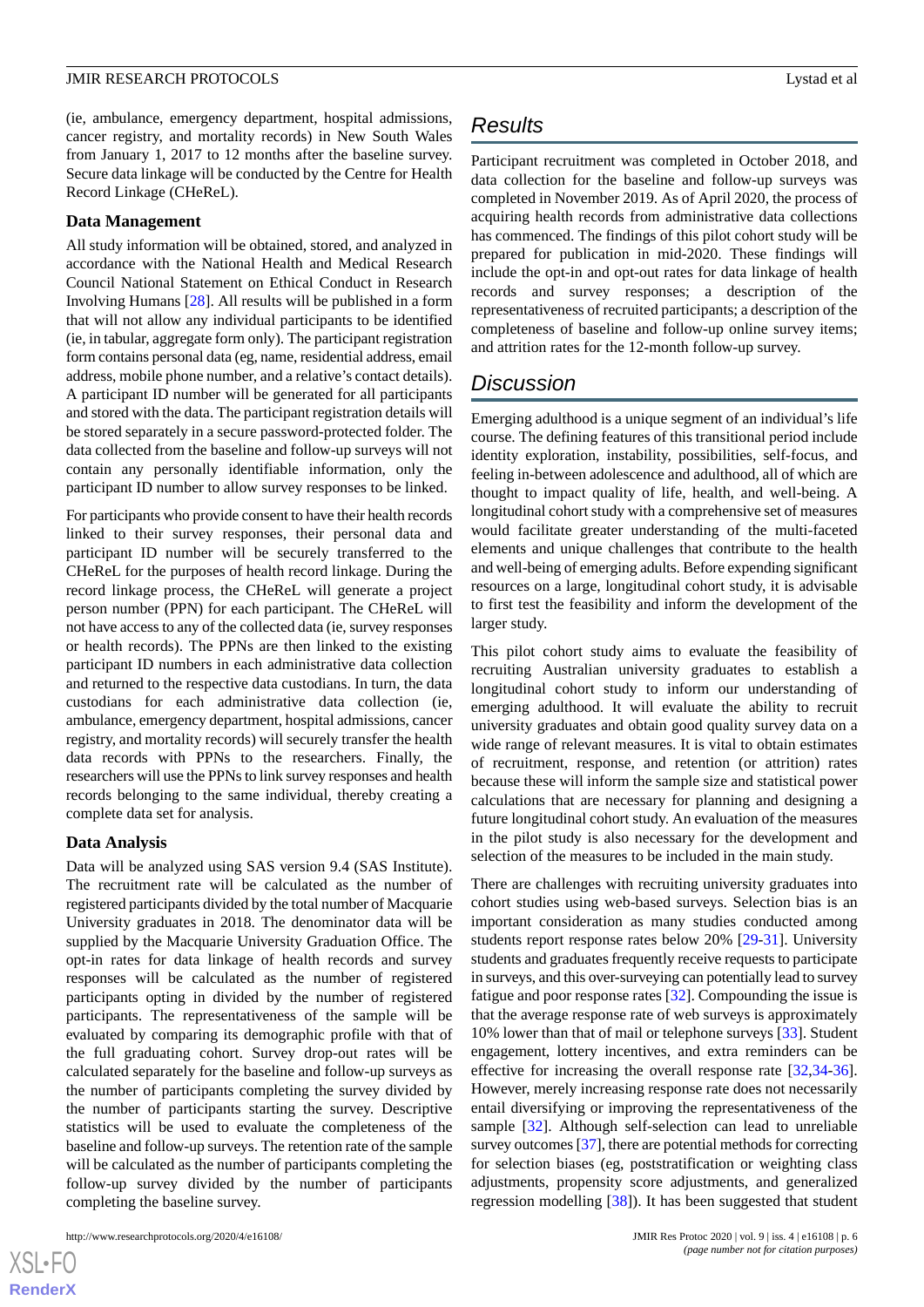(ie, ambulance, emergency department, hospital admissions, cancer registry, and mortality records) in New South Wales from January 1, 2017 to 12 months after the baseline survey. Secure data linkage will be conducted by the Centre for Health Record Linkage (CHeReL).

### Data Management

All study information will be obtained, stored, and analyzed in accordance with the National Health and Medical Research Council National Statement on Ethical Conduct in Research Involving Humans [28]. All results will be published in a form that will not allow any individual participants to be identified (ie, in tabular, aggregate form only). The participant registration form contains personal data (eg, name, residential address, email address, mobile phone number, and a relative's contact details). A participant ID number will be generated for all participants and stored with the data. The participant registration details will be stored separately in a secure password-protected folder. The data collected from the baseline and follow-up surveys will not contain any personally identifiable information, only the participant ID number to allow survey responses to be linked.

For participants who provide consent to have their health records linked to their survey responses, their personal data and participant ID number will be securely transferred to the CHeReL for the purposes of health record linkage. During the record linkage process, the CHeReL will generate a project person number (PPN) for each participant. The CHeReL will not have access to any of the collected data (ie, survey responses or health records). The PPNs are then linked to the existing participant ID numbers in each administrative data collection and returned to the respective data custodians. In turn, the data custodians for each administrative data collection (ie, ambulance, emergency department, hospital admissions, cancer registry, and mortality records) will securely transfer the health data records with PPNs to the researchers. Finally, the researchers will use the PPNs to link survey responses and health records belonging to the same individual, thereby creating a complete data set for analysis.

### Data Analysis

Data will be analyzed using SAS version 9.4 (SAS Institute). The recruitment rate will be calculated as the number of registered participants divided by the total number of Macquarie University graduates in 2018. The denominator data will be supplied by the Macquarie University Graduation Office. The opt-in rates for data linkage of health records and survey responses will be calculated as the number of registered participants opting in divided by the number of registered participants. The representativeness of the sample will be evaluated by comparing its demographic profile with that of the full graduating cohort. Survey drop-out rates will be calculated separately for the baseline and follow-up surveys as the number of participants completing the survey divided by the number of participants starting the survey. Descriptive statistics will be used to evaluate the completeness of the baseline and follow-up surveys. The retention rate of the sample will be calculated as the number of participants completing the follow-up survey divided by the number of participants completing the baseline survey.

## Results

Participant recruitment was completed in October 2018, and data collection for the baseline and follow-up surveys was completed in November 2019. As of April 2020, the process of acquiring health records from administrative data collections has commenced. The findings of this pilot cohort study will be prepared for publication in mid-2020. These findings will include the opt-in and opt-out rates for data linkage of health records and survey responses; a description of the representativeness of recruited participants; a description of the completeness of baseline and follow-up online survey items; and attrition rates for the 12-month follow-up survey.

## Discussion

Emerging adulthood is a unique segment of an individual's life course. The defining features of this transitional period include identity exploration, instability, possibilities, self-focus, and feeling in-between adolescence and adulthood, all of which are thought to impact quality of life, health, and well-being. A longitudinal cohort study with a comprehensive set of measures would facilitate greater understanding of the multi-faceted elements and unique challenges that contribute to the health and well-being of emerging adults. Before expending significant resources on a large, longitudinal cohort study, it is advisable to first test the feasibility and inform the development of the larger study.

This pilot cohort study aims to evaluate the feasibility of recruiting Australian university graduates to establish a longitudinal cohort study to inform our understanding of emerging adulthood. It will evaluate the ability to recruit university graduates and obtain good quality survey data on a wide range of relevant measures. It is vital to obtain estimates of recruitment, response, and retention (or attrition) rates because these will inform the sample size and statistical power calculations that are necessary for planning and designing a future longitudinal cohort study. An evaluation of the measures in the pilot study is also necessary for the development and selection of the measures to be included in the main study.

There are challenges with recruiting university graduates into cohort studies using web-based surveys. Selection bias is an important consideration as many studies conducted among students report response rates below 20% [29-31]. University students and graduates frequently receive requests to participate in surveys, and this over-surveying can potentially lead to survey fatigue and poor response rates [32]. Compounding the issue is that the average response rate of web surveys is approximately 10% lower than that of mail or telephone surveys [33]. Student engagement, lottery incentives, and extra reminders can be effective for increasing the overall response rate [32,34-36]. However, merely increasing response rate does not necessarily entail diversifying or improving the representativeness of the sample [32]. Although self-selection can lead to unreliable survey outcomes [37], there are potential methods for correcting for selection biases (eg, poststratification or weighting class adjustments, propensity score adjustments, and generalized regression modelling [38]). It has been suggested that student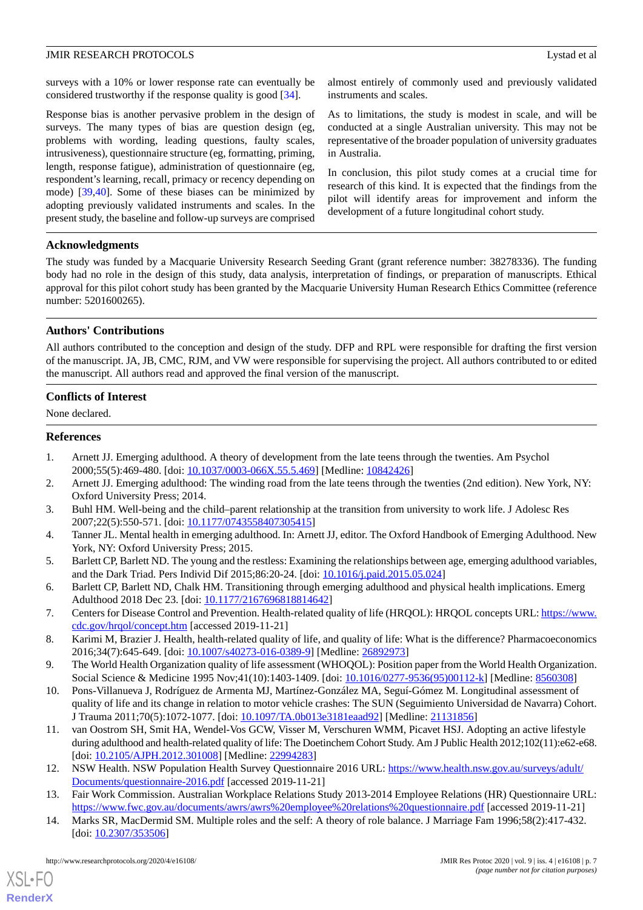surveys with a 10% or lower response rate can eventually be considered trustworthy if the response quality is good [34].

Response bias is another pervasive problem in the design of surveys. The many types of bias are question design (eg, problems with wording, leading questions, faulty scales, intrusiveness), questionnaire structure (eg, formatting, priming, length, response fatigue), administration of questionnaire (eg, respondent's learning, recall, primacy or recency depending on mode) [39,40]. Some of these biases can be minimized by adopting previously validated instruments and scales. In the present study, the baseline and follow-up surveys are comprised almost entirely of commonly used and previously validated instruments and scales.

As to limitations, the study is modest in scale, and will be conducted at a single Australian university. This may not be representative of the broader population of university graduates in Australia.

In conclusion, this pilot study comes at a crucial time for research of this kind. It is expected that the findings from the pilot will identify areas for improvement and inform the development of a future longitudinal cohort study.

## Acknowledgments

The study was funded by a Macquarie University Research Seeding Grant (grant reference number: 38278336). The funding body had no role in the design of this study, data analysis, interpretation of findings, or preparation of manuscripts. Ethical approval for this pilot cohort study has been granted by the Macquarie University Human Research Ethics Committee (reference number: 5201600265).

## Authors' Contributions

All authors contributed to the conception and design of the study. DFP and RPL were responsible for drafting the first version of the manuscript. JA, JB, CMC, RJM, and VW were responsible for supervising the project. All authors contributed to or edited the manuscript. All authors read and approved the final version of the manuscript.

## Conflicts of Interest

None declared.

## References

1. Arnett JJ. Emerging adulthood. A theory of development from the late teens through the twenties. Am Psychol 2000;55(5):469-480. [doi: 10.1037/0003-066X.55.5.469] [Medline: 10842426]
2. Arnett JJ. Emerging adulthood: The winding road from the late teens through the twenties (2nd edition). New York, NY: Oxford University Press; 2014.
3. Buhl HM. Well-being and the child–parent relationship at the transition from university to work life. J Adolesc Res 2007;22(5):550-571. [doi: 10.1177/0743558407305415]
4. Tanner JL. Mental health in emerging adulthood. In: Arnett JJ, editor. The Oxford Handbook of Emerging Adulthood. New York, NY: Oxford University Press; 2015.
5. Barlett CP, Barlett ND. The young and the restless: Examining the relationships between age, emerging adulthood variables, and the Dark Triad. Pers Individ Dif 2015;86:20-24. [doi: 10.1016/j.paid.2015.05.024]
6. Barlett CP, Barlett ND, Chalk HM. Transitioning through emerging adulthood and physical health implications. Emerg Adulthood 2018 Dec 23. [doi: 10.1177/2167696818814642]
7. Centers for Disease Control and Prevention. Health-related quality of life (HRQOL): HRQOL concepts URL: https://www.cdc.gov/hrqol/concept.htm [accessed 2019-11-21]
8. Karimi M, Brazier J. Health, health-related quality of life, and quality of life: What is the difference? Pharmacoeconomics 2016;34(7):645-649. [doi: 10.1007/s40273-016-0389-9] [Medline: 26892973]
9. The World Health Organization quality of life assessment (WHOQOL): Position paper from the World Health Organization. Social Science & Medicine 1995 Nov;41(10):1403-1409. [doi: 10.1016/0277-9536(95)00112-k] [Medline: 8560308]
10. Pons-Villanueva J, Rodríguez de Armenta MJ, Martínez-González MA, Seguí-Gómez M. Longitudinal assessment of quality of life and its change in relation to motor vehicle crashes: The SUN (Seguimiento Universidad de Navarra) Cohort. J Trauma 2011;70(5):1072-1077. [doi: 10.1097/TA.0b013e3181eaad92] [Medline: 21131856]
11. van Oostrom SH, Smit HA, Wendel-Vos GCW, Visser M, Verschuren WMM, Picavet HSJ. Adopting an active lifestyle during adulthood and health-related quality of life: The Doetinchem Cohort Study. Am J Public Health 2012;102(11):e62-e68. [doi: 10.2105/AJPH.2012.301008] [Medline: 22994283]
12. NSW Health. NSW Population Health Survey Questionnaire 2016 URL: https://www.health.nsw.gov.au/surveys/adult/Documents/questionnaire-2016.pdf [accessed 2019-11-21]
13. Fair Work Commission. Australian Workplace Relations Study 2013-2014 Employee Relations (HR) Questionnaire URL: https://www.fwc.gov.au/documents/awrs/awrs%20employee%20relations%20questionnaire.pdf [accessed 2019-11-21]
14. Marks SR, MacDermid SM. Multiple roles and the self: A theory of role balance. J Marriage Fam 1996;58(2):417-432. [doi: 10.2307/353506]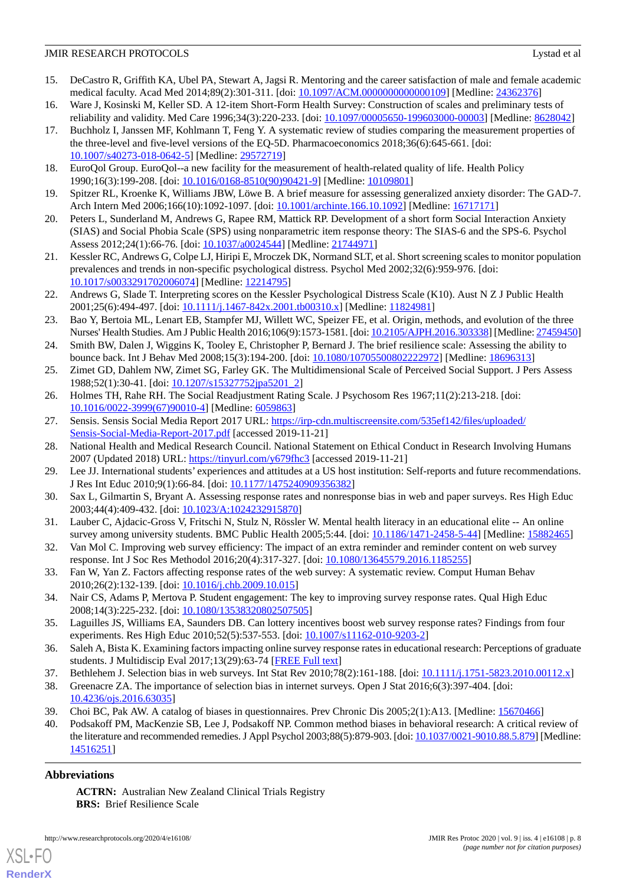15. DeCastro R, Griffith KA, Ubel PA, Stewart A, Jagsi R. Mentoring and the career satisfaction of male and female academic medical faculty. Acad Med 2014;89(2):301-311. [doi: 10.1097/ACM.0000000000000109] [Medline: 24362376]
16. Ware J, Kosinski M, Keller SD. A 12-item Short-Form Health Survey: Construction of scales and preliminary tests of reliability and validity. Med Care 1996;34(3):220-233. [doi: 10.1097/00005650-199603000-00003] [Medline: 8628042]
17. Buchholz I, Janssen MF, Kohlmann T, Feng Y. A systematic review of studies comparing the measurement properties of the three-level and five-level versions of the EQ-5D. Pharmacoeconomics 2018;36(6):645-661. [doi: 10.1007/s40273-018-0642-5] [Medline: 29572719]
18. EuroQol Group. EuroQol--a new facility for the measurement of health-related quality of life. Health Policy 1990;16(3):199-208. [doi: 10.1016/0168-8510(90)90421-9] [Medline: 10109801]
19. Spitzer RL, Kroenke K, Williams JBW, Löwe B. A brief measure for assessing generalized anxiety disorder: The GAD-7. Arch Intern Med 2006;166(10):1092-1097. [doi: 10.1001/archinte.166.10.1092] [Medline: 16717171]
20. Peters L, Sunderland M, Andrews G, Rapee RM, Mattick RP. Development of a short form Social Interaction Anxiety (SIAS) and Social Phobia Scale (SPS) using nonparametric item response theory: The SIAS-6 and the SPS-6. Psychol Assess 2012;24(1):66-76. [doi: 10.1037/a0024544] [Medline: 21744971]
21. Kessler RC, Andrews G, Colpe LJ, Hiripi E, Mroczek DK, Normand SLT, et al. Short screening scales to monitor population prevalences and trends in non-specific psychological distress. Psychol Med 2002;32(6):959-976. [doi: 10.1017/s0033291702006074] [Medline: 12214795]
22. Andrews G, Slade T. Interpreting scores on the Kessler Psychological Distress Scale (K10). Aust N Z J Public Health 2001;25(6):494-497. [doi: 10.1111/j.1467-842x.2001.tb00310.x] [Medline: 11824981]
23. Bao Y, Bertoia ML, Lenart EB, Stampfer MJ, Willett WC, Speizer FE, et al. Origin, methods, and evolution of the three Nurses' Health Studies. Am J Public Health 2016;106(9):1573-1581. [doi: 10.2105/AJPH.2016.303338] [Medline: 27459450]
24. Smith BW, Dalen J, Wiggins K, Tooley E, Christopher P, Bernard J. The brief resilience scale: Assessing the ability to bounce back. Int J Behav Med 2008;15(3):194-200. [doi: 10.1080/10705500802222972] [Medline: 18696313]
25. Zimet GD, Dahlem NW, Zimet SG, Farley GK. The Multidimensional Scale of Perceived Social Support. J Pers Assess 1988;52(1):30-41. [doi: 10.1207/s15327752jpa5201_2]
26. Holmes TH, Rahe RH. The Social Readjustment Rating Scale. J Psychosom Res 1967;11(2):213-218. [doi: 10.1016/0022-3999(67)90010-4] [Medline: 6059863]
27. Sensis. Sensis Social Media Report 2017 URL: https://irp-cdn.multiscreensite.com/535ef142/files/uploaded/Sensis-Social-Media-Report-2017.pdf [accessed 2019-11-21]
28. National Health and Medical Research Council. National Statement on Ethical Conduct in Research Involving Humans 2007 (Updated 2018) URL: https://tinyurl.com/y679fhc3 [accessed 2019-11-21]
29. Lee JJ. International students' experiences and attitudes at a US host institution: Self-reports and future recommendations. J Res Int Educ 2010;9(1):66-84. [doi: 10.1177/1475240909356382]
30. Sax L, Gilmartin S, Bryant A. Assessing response rates and nonresponse bias in web and paper surveys. Res High Educ 2003;44(4):409-432. [doi: 10.1023/A:1024232915870]
31. Lauber C, Ajdacic-Gross V, Fritschi N, Stulz N, Rössler W. Mental health literacy in an educational elite -- An online survey among university students. BMC Public Health 2005;5:44. [doi: 10.1186/1471-2458-5-44] [Medline: 15882465]
32. Van Mol C. Improving web survey efficiency: The impact of an extra reminder and reminder content on web survey response. Int J Soc Res Methodol 2016;20(4):317-327. [doi: 10.1080/13645579.2016.1185255]
33. Fan W, Yan Z. Factors affecting response rates of the web survey: A systematic review. Comput Human Behav 2010;26(2):132-139. [doi: 10.1016/j.chb.2009.10.015]
34. Nair CS, Adams P, Mertova P. Student engagement: The key to improving survey response rates. Qual High Educ 2008;14(3):225-232. [doi: 10.1080/13538320802507505]
35. Laguilles JS, Williams EA, Saunders DB. Can lottery incentives boost web survey response rates? Findings from four experiments. Res High Educ 2010;52(5):537-553. [doi: 10.1007/s11162-010-9203-2]
36. Saleh A, Bista K. Examining factors impacting online survey response rates in educational research: Perceptions of graduate students. J Multidiscip Eval 2017;13(29):63-74 [FREE Full text]
37. Bethlehem J. Selection bias in web surveys. Int Stat Rev 2010;78(2):161-188. [doi: 10.1111/j.1751-5823.2010.00112.x]
38. Greenacre ZA. The importance of selection bias in internet surveys. Open J Stat 2016;6(3):397-404. [doi: 10.4236/ojs.2016.63035]
39. Choi BC, Pak AW. A catalog of biases in questionnaires. Prev Chronic Dis 2005;2(1):A13. [Medline: 15670466]
40. Podsakoff PM, MacKenzie SB, Lee J, Podsakoff NP. Common method biases in behavioral research: A critical review of the literature and recommended remedies. J Appl Psychol 2003;88(5):879-903. [doi: 10.1037/0021-9010.88.5.879] [Medline: 14516251]

## Abbreviations

**ACTRN:** Australian New Zealand Clinical Trials Registry
**BRS:** Brief Resilience Scale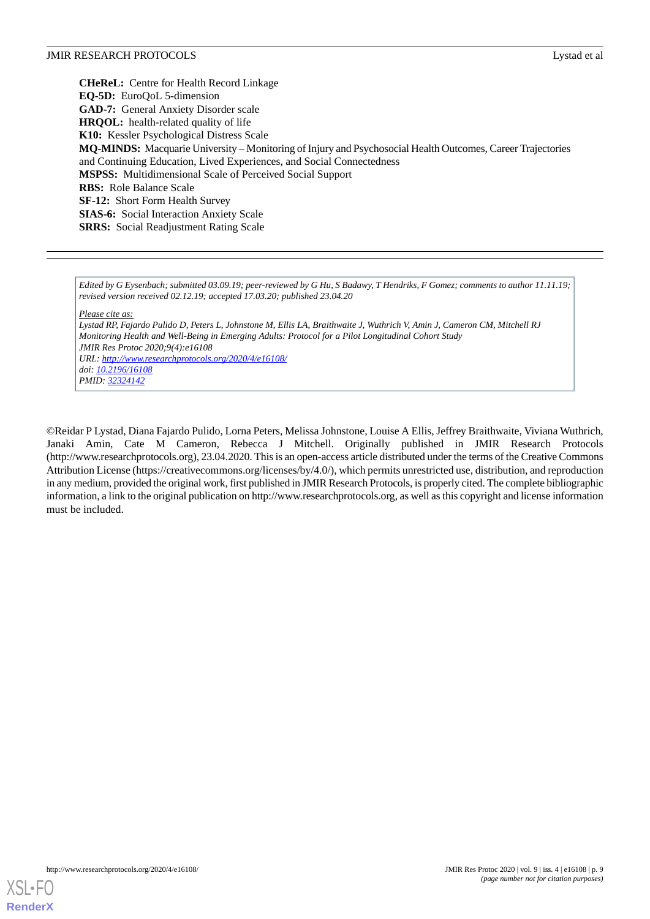**CHeReL:** Centre for Health Record Linkage
**EQ-5D:** EuroQoL 5-dimension
**GAD-7:** General Anxiety Disorder scale
**HRQOL:** health-related quality of life
**K10:** Kessler Psychological Distress Scale
**MQ-MINDS:** Macquarie University – Monitoring of Injury and Psychosocial Health Outcomes, Career Trajectories and Continuing Education, Lived Experiences, and Social Connectedness
**MSPSS:** Multidimensional Scale of Perceived Social Support
**RBS:** Role Balance Scale
**SF-12:** Short Form Health Survey
**SIAS-6:** Social Interaction Anxiety Scale
**SRRS:** Social Readjustment Rating Scale

---

*Edited by G Eysenbach; submitted 03.09.19; peer-reviewed by G Hu, S Badawy, T Hendriks, F Gomez; comments to author 11.11.19; revised version received 02.12.19; accepted 17.03.20; published 23.04.20*

*Please cite as:*
*Lystad RP, Fajardo Pulido D, Peters L, Johnstone M, Ellis LA, Braithwaite J, Wuthrich V, Amin J, Cameron CM, Mitchell RJ*
*Monitoring Health and Well-Being in Emerging Adults: Protocol for a Pilot Longitudinal Cohort Study*
*JMIR Res Protoc 2020;9(4):e16108*
*URL: http://www.researchprotocols.org/2020/4/e16108/*
*doi: 10.2196/16108*
*PMID: 32324142*

©Reidar P Lystad, Diana Fajardo Pulido, Lorna Peters, Melissa Johnstone, Louise A Ellis, Jeffrey Braithwaite, Viviana Wuthrich, Janaki Amin, Cate M Cameron, Rebecca J Mitchell. Originally published in JMIR Research Protocols (http://www.researchprotocols.org), 23.04.2020. This is an open-access article distributed under the terms of the Creative Commons Attribution License (https://creativecommons.org/licenses/by/4.0/), which permits unrestricted use, distribution, and reproduction in any medium, provided the original work, first published in JMIR Research Protocols, is properly cited. The complete bibliographic information, a link to the original publication on http://www.researchprotocols.org, as well as this copyright and license information must be included.